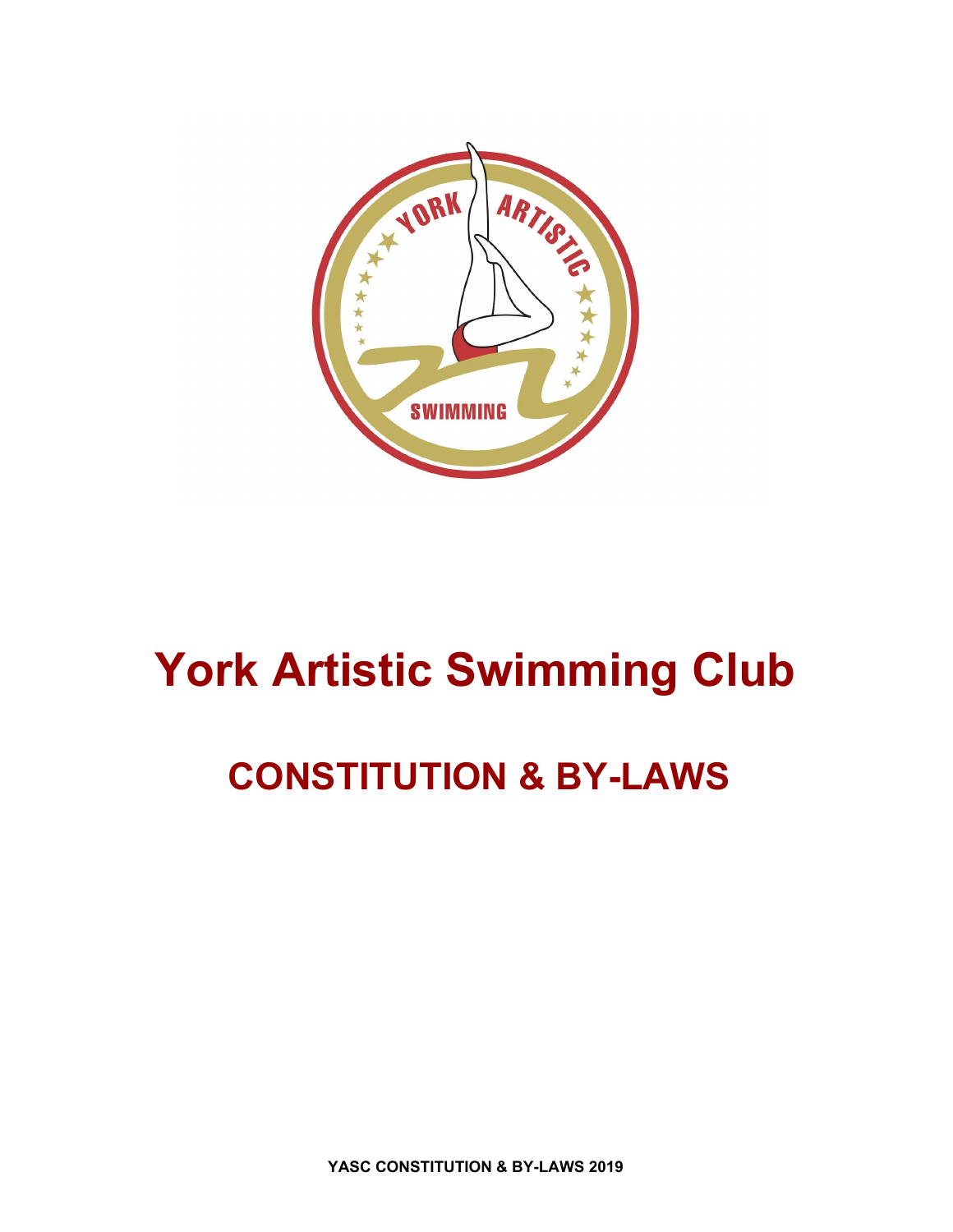# York Artistic Swimming Club

## CONSTITUTION & BY-LAWS

**YASC CONSTITUTION & BY-LAWS 2019**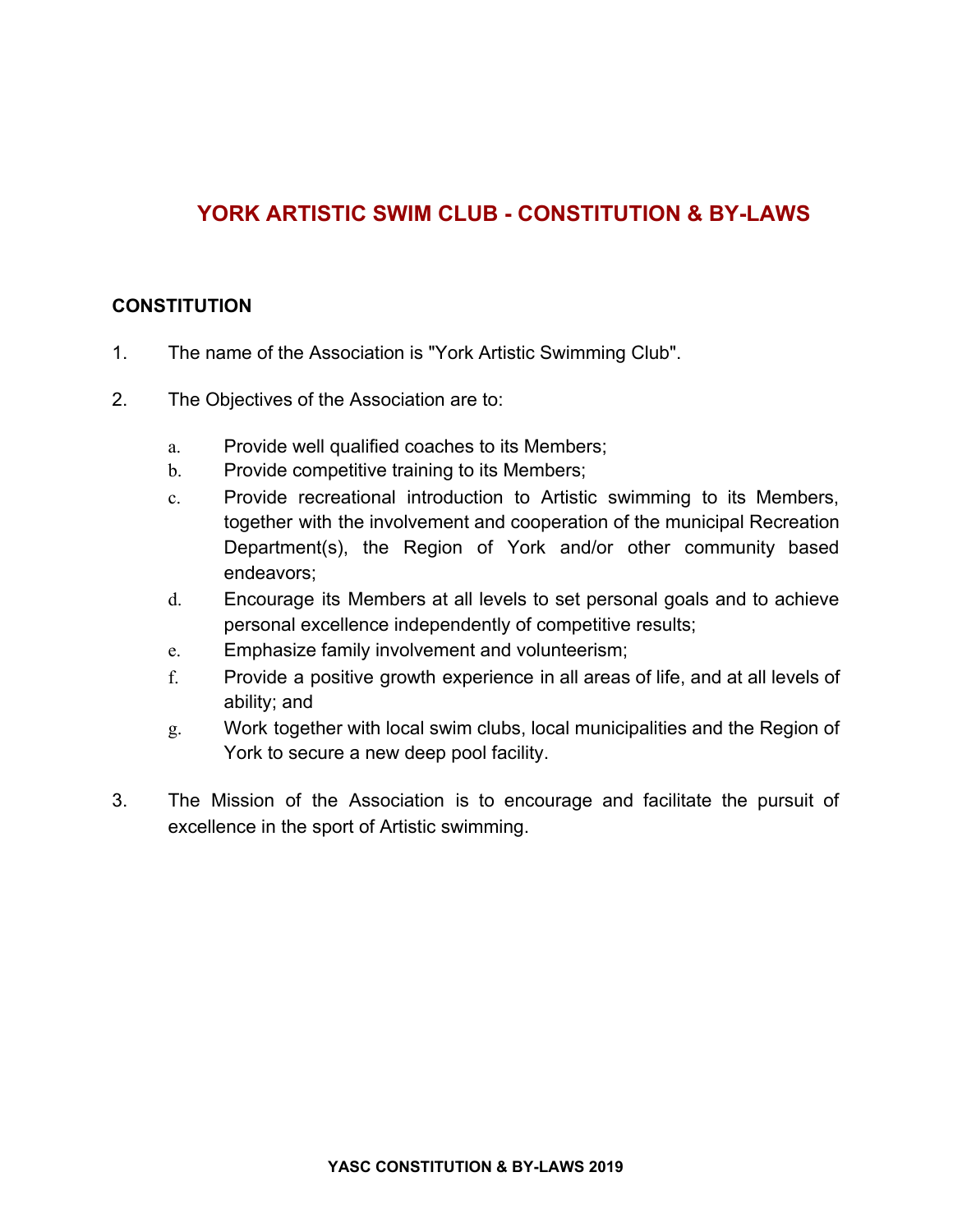# YORK ARTISTIC SWIM CLUB - CONSTITUTION & BY-LAWS

## CONSTITUTION

1. The name of the Association is "York Artistic Swimming Club".

2. The Objectives of the Association are to:

   a. Provide well qualified coaches to its Members;
   b. Provide competitive training to its Members;
   c. Provide recreational introduction to Artistic swimming to its Members, together with the involvement and cooperation of the municipal Recreation Department(s), the Region of York and/or other community based endeavors;
   d. Encourage its Members at all levels to set personal goals and to achieve personal excellence independently of competitive results;
   e. Emphasize family involvement and volunteerism;
   f. Provide a positive growth experience in all areas of life, and at all levels of ability; and
   g. Work together with local swim clubs, local municipalities and the Region of York to secure a new deep pool facility.

3. The Mission of the Association is to encourage and facilitate the pursuit of excellence in the sport of Artistic swimming.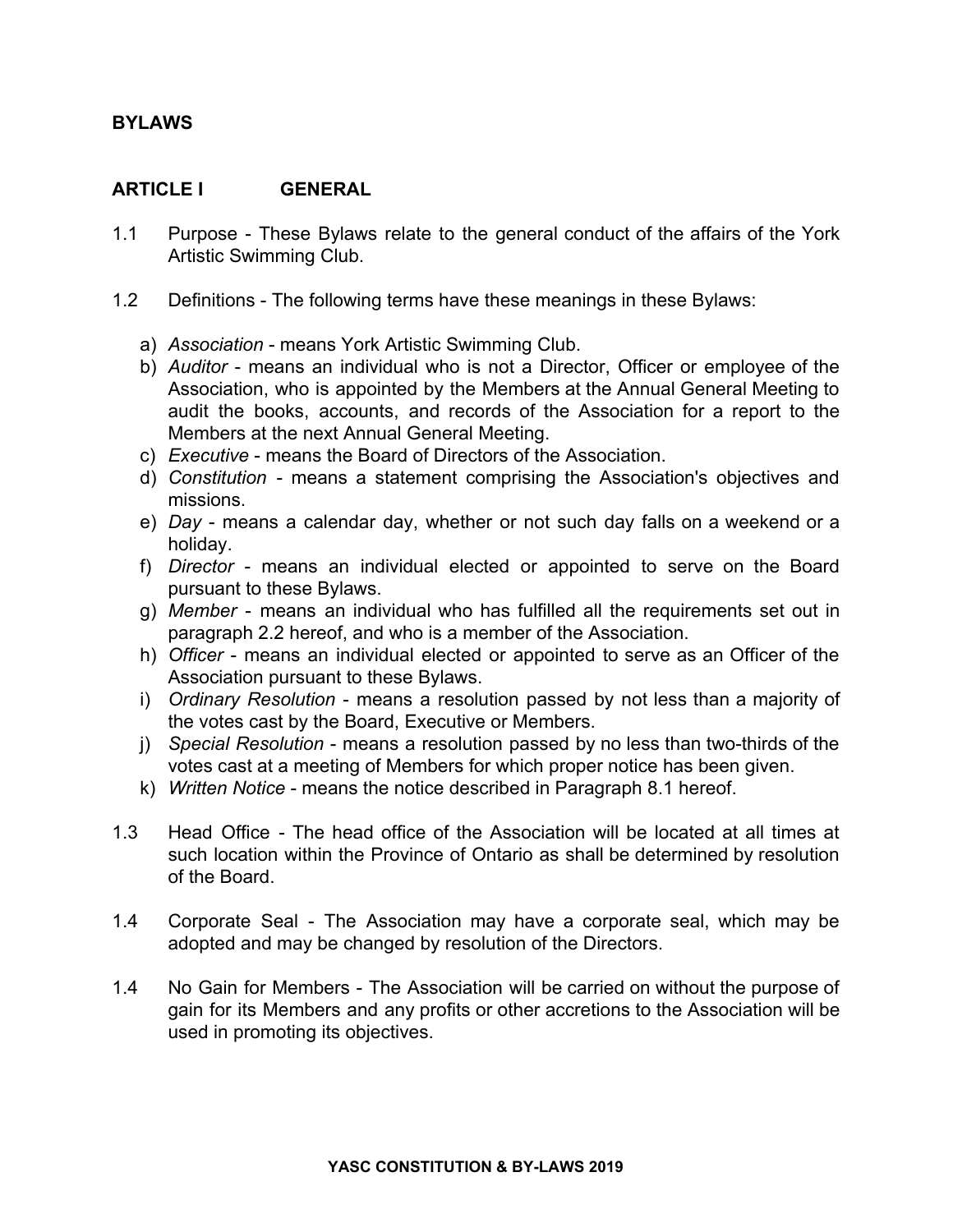## BYLAWS

## ARTICLE I GENERAL

1.1 Purpose - These Bylaws relate to the general conduct of the affairs of the York Artistic Swimming Club.

1.2 Definitions - The following terms have these meanings in these Bylaws:

a) *Association* - means York Artistic Swimming Club.
b) *Auditor* - means an individual who is not a Director, Officer or employee of the Association, who is appointed by the Members at the Annual General Meeting to audit the books, accounts, and records of the Association for a report to the Members at the next Annual General Meeting.
c) *Executive* - means the Board of Directors of the Association.
d) *Constitution* - means a statement comprising the Association's objectives and missions.
e) *Day* - means a calendar day, whether or not such day falls on a weekend or a holiday.
f) *Director* - means an individual elected or appointed to serve on the Board pursuant to these Bylaws.
g) *Member* - means an individual who has fulfilled all the requirements set out in paragraph 2.2 hereof, and who is a member of the Association.
h) *Officer* - means an individual elected or appointed to serve as an Officer of the Association pursuant to these Bylaws.
i) *Ordinary Resolution* - means a resolution passed by not less than a majority of the votes cast by the Board, Executive or Members.
j) *Special Resolution* - means a resolution passed by no less than two-thirds of the votes cast at a meeting of Members for which proper notice has been given.
k) *Written Notice* - means the notice described in Paragraph 8.1 hereof.

1.3 Head Office - The head office of the Association will be located at all times at such location within the Province of Ontario as shall be determined by resolution of the Board.

1.4 Corporate Seal - The Association may have a corporate seal, which may be adopted and may be changed by resolution of the Directors.

1.4 No Gain for Members - The Association will be carried on without the purpose of gain for its Members and any profits or other accretions to the Association will be used in promoting its objectives.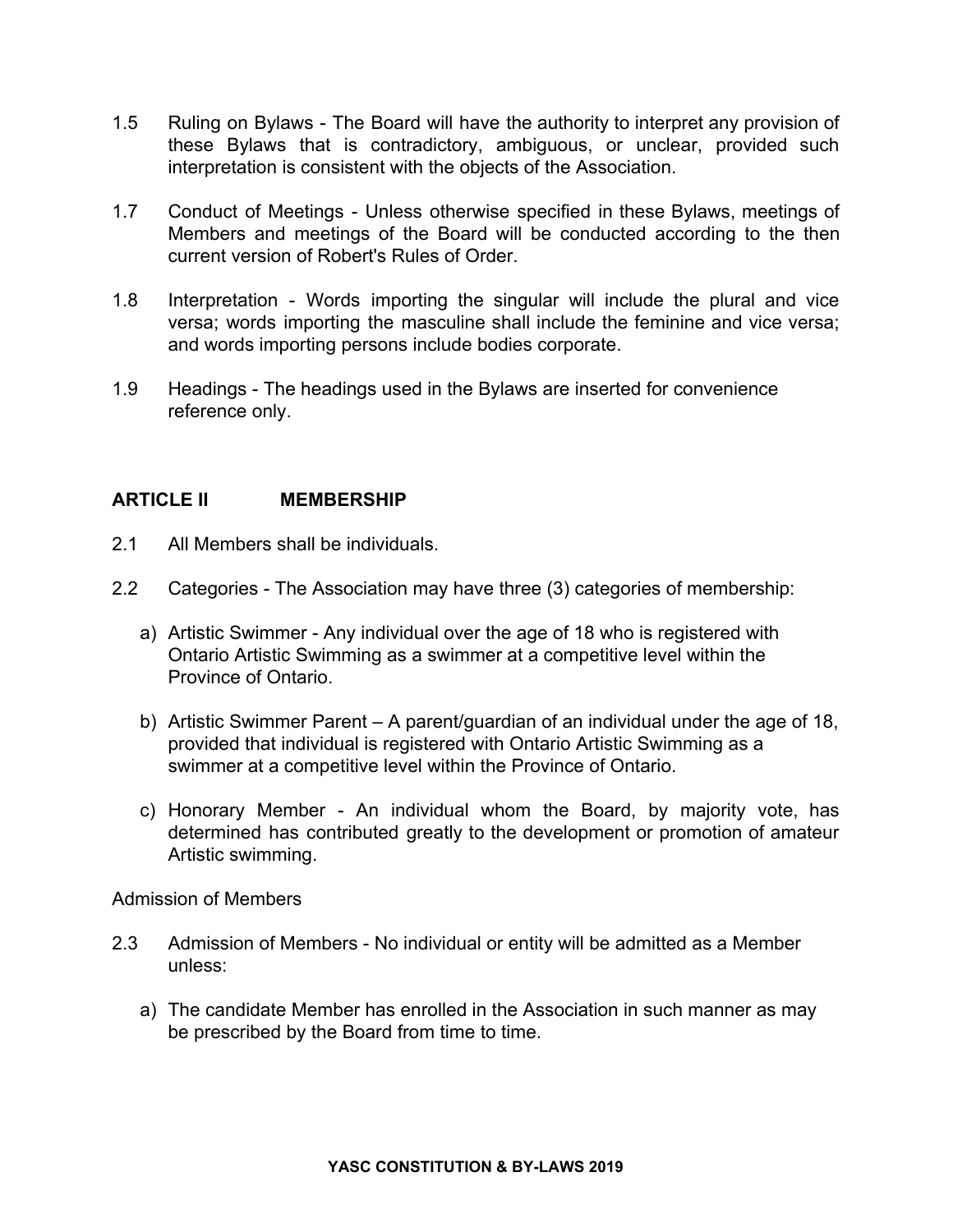1.5 Ruling on Bylaws - The Board will have the authority to interpret any provision of these Bylaws that is contradictory, ambiguous, or unclear, provided such interpretation is consistent with the objects of the Association.

1.7 Conduct of Meetings - Unless otherwise specified in these Bylaws, meetings of Members and meetings of the Board will be conducted according to the then current version of Robert's Rules of Order.

1.8 Interpretation - Words importing the singular will include the plural and vice versa; words importing the masculine shall include the feminine and vice versa; and words importing persons include bodies corporate.

1.9 Headings - The headings used in the Bylaws are inserted for convenience reference only.

## ARTICLE II MEMBERSHIP

2.1 All Members shall be individuals.

2.2 Categories - The Association may have three (3) categories of membership:

a) Artistic Swimmer - Any individual over the age of 18 who is registered with Ontario Artistic Swimming as a swimmer at a competitive level within the Province of Ontario.

b) Artistic Swimmer Parent – A parent/guardian of an individual under the age of 18, provided that individual is registered with Ontario Artistic Swimming as a swimmer at a competitive level within the Province of Ontario.

c) Honorary Member - An individual whom the Board, by majority vote, has determined has contributed greatly to the development or promotion of amateur Artistic swimming.

Admission of Members

2.3 Admission of Members - No individual or entity will be admitted as a Member unless:

a) The candidate Member has enrolled in the Association in such manner as may be prescribed by the Board from time to time.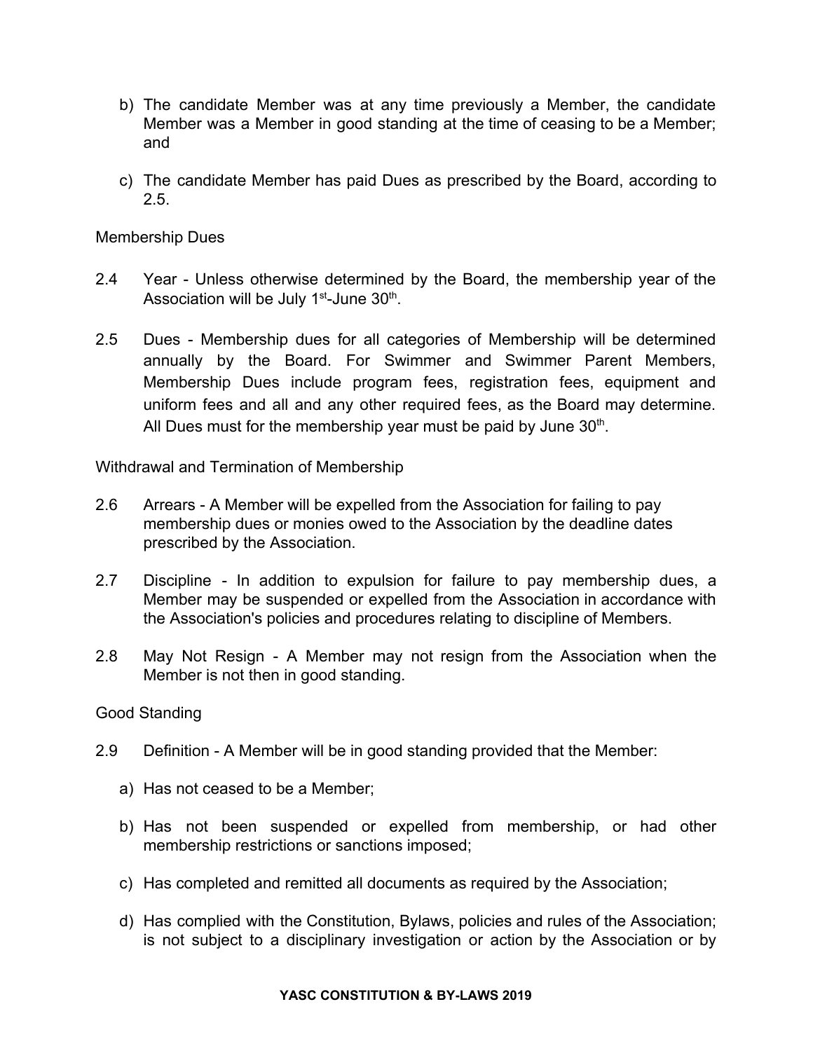b) The candidate Member was at any time previously a Member, the candidate Member was a Member in good standing at the time of ceasing to be a Member; and

c) The candidate Member has paid Dues as prescribed by the Board, according to 2.5.

Membership Dues

2.4 Year - Unless otherwise determined by the Board, the membership year of the Association will be July 1st-June 30th.

2.5 Dues - Membership dues for all categories of Membership will be determined annually by the Board. For Swimmer and Swimmer Parent Members, Membership Dues include program fees, registration fees, equipment and uniform fees and all and any other required fees, as the Board may determine. All Dues must for the membership year must be paid by June 30th.

Withdrawal and Termination of Membership

2.6 Arrears - A Member will be expelled from the Association for failing to pay membership dues or monies owed to the Association by the deadline dates prescribed by the Association.

2.7 Discipline - In addition to expulsion for failure to pay membership dues, a Member may be suspended or expelled from the Association in accordance with the Association's policies and procedures relating to discipline of Members.

2.8 May Not Resign - A Member may not resign from the Association when the Member is not then in good standing.

Good Standing

2.9 Definition - A Member will be in good standing provided that the Member:

a) Has not ceased to be a Member;

b) Has not been suspended or expelled from membership, or had other membership restrictions or sanctions imposed;

c) Has completed and remitted all documents as required by the Association;

d) Has complied with the Constitution, Bylaws, policies and rules of the Association; is not subject to a disciplinary investigation or action by the Association or by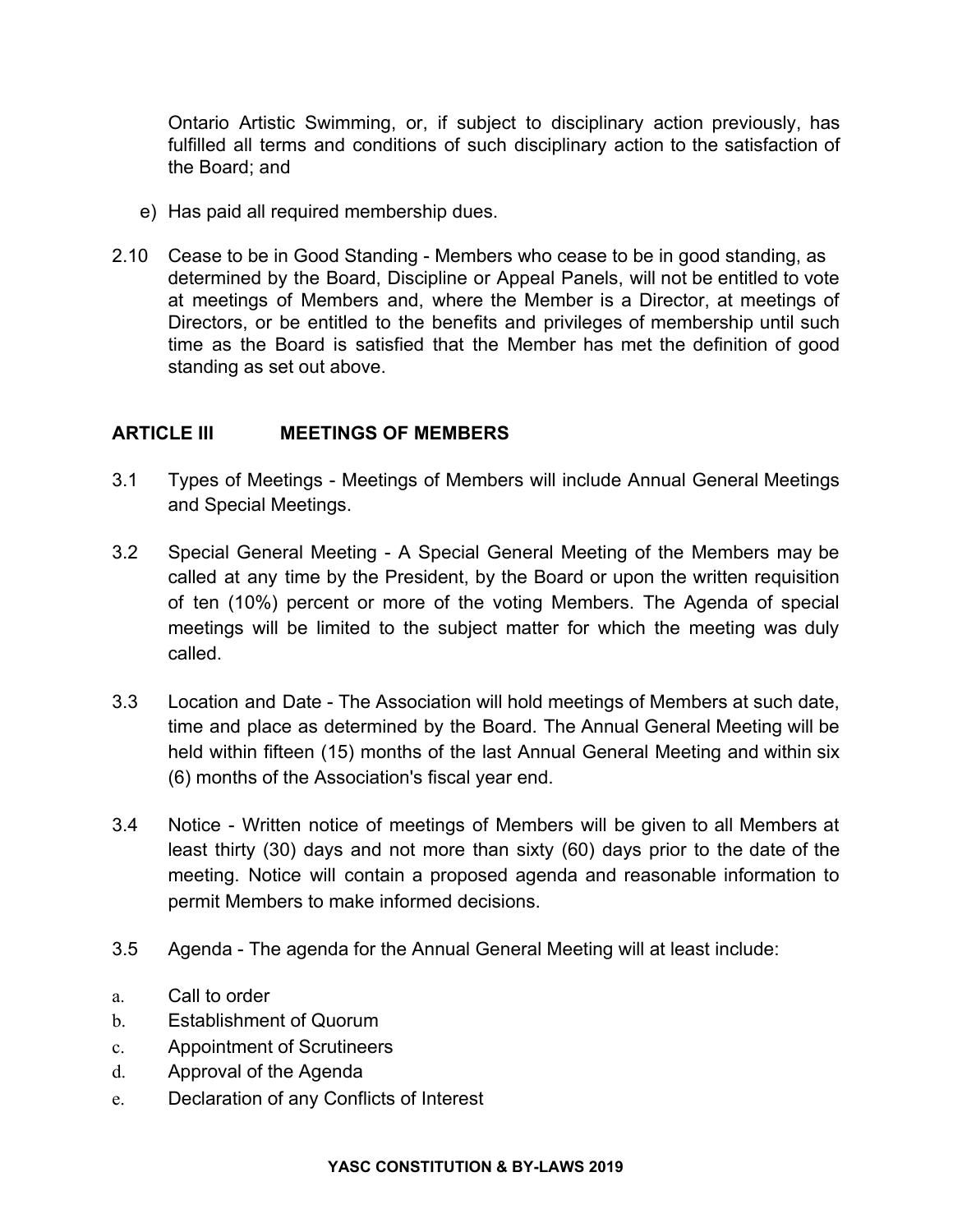Ontario Artistic Swimming, or, if subject to disciplinary action previously, has fulfilled all terms and conditions of such disciplinary action to the satisfaction of the Board; and

e) Has paid all required membership dues.

2.10 Cease to be in Good Standing - Members who cease to be in good standing, as determined by the Board, Discipline or Appeal Panels, will not be entitled to vote at meetings of Members and, where the Member is a Director, at meetings of Directors, or be entitled to the benefits and privileges of membership until such time as the Board is satisfied that the Member has met the definition of good standing as set out above.

## ARTICLE III MEETINGS OF MEMBERS

3.1 Types of Meetings - Meetings of Members will include Annual General Meetings and Special Meetings.

3.2 Special General Meeting - A Special General Meeting of the Members may be called at any time by the President, by the Board or upon the written requisition of ten (10%) percent or more of the voting Members. The Agenda of special meetings will be limited to the subject matter for which the meeting was duly called.

3.3 Location and Date - The Association will hold meetings of Members at such date, time and place as determined by the Board. The Annual General Meeting will be held within fifteen (15) months of the last Annual General Meeting and within six (6) months of the Association's fiscal year end.

3.4 Notice - Written notice of meetings of Members will be given to all Members at least thirty (30) days and not more than sixty (60) days prior to the date of the meeting. Notice will contain a proposed agenda and reasonable information to permit Members to make informed decisions.

3.5 Agenda - The agenda for the Annual General Meeting will at least include:

a. Call to order
b. Establishment of Quorum
c. Appointment of Scrutineers
d. Approval of the Agenda
e. Declaration of any Conflicts of Interest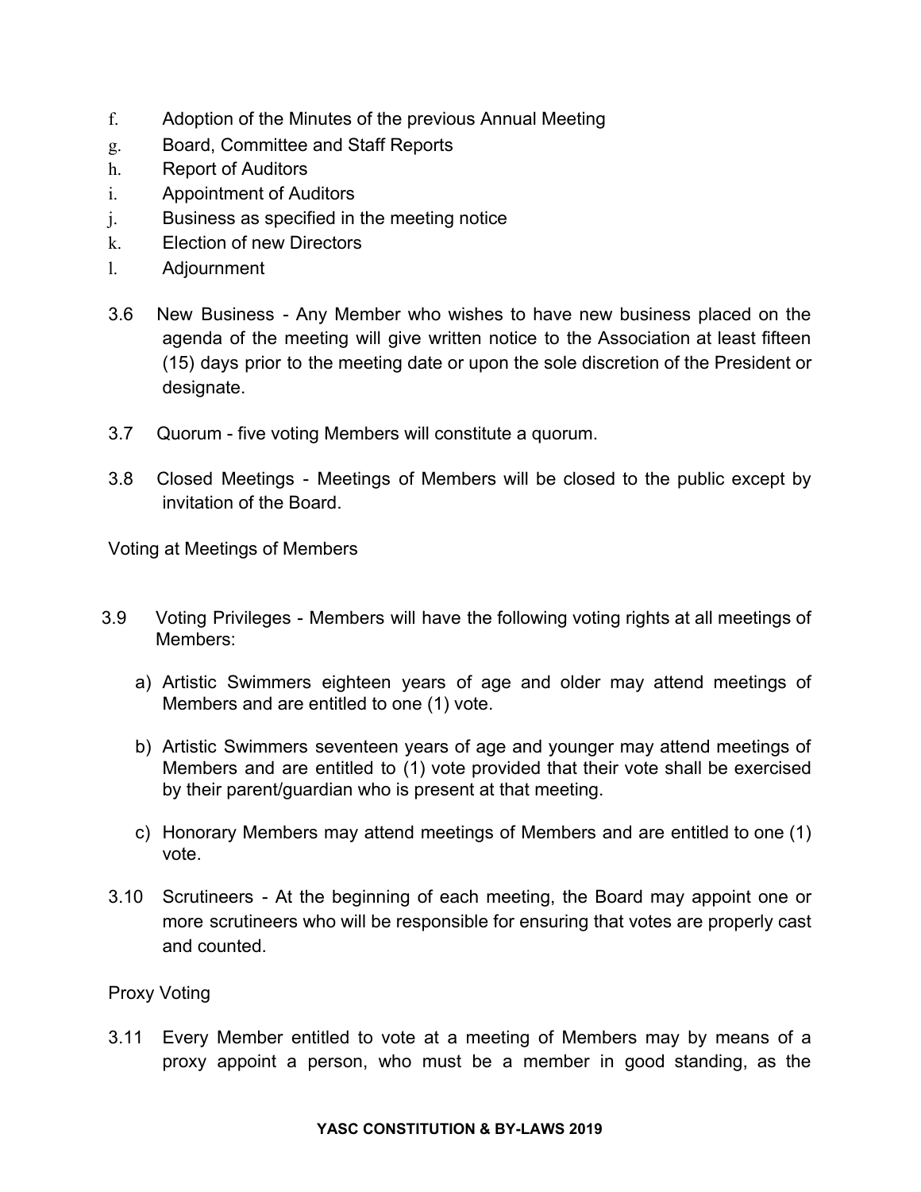f. Adoption of the Minutes of the previous Annual Meeting
g. Board, Committee and Staff Reports
h. Report of Auditors
i. Appointment of Auditors
j. Business as specified in the meeting notice
k. Election of new Directors
l. Adjournment

3.6 New Business - Any Member who wishes to have new business placed on the agenda of the meeting will give written notice to the Association at least fifteen (15) days prior to the meeting date or upon the sole discretion of the President or designate.

3.7 Quorum - five voting Members will constitute a quorum.

3.8 Closed Meetings - Meetings of Members will be closed to the public except by invitation of the Board.

Voting at Meetings of Members

3.9 Voting Privileges - Members will have the following voting rights at all meetings of Members:

a) Artistic Swimmers eighteen years of age and older may attend meetings of Members and are entitled to one (1) vote.

b) Artistic Swimmers seventeen years of age and younger may attend meetings of Members and are entitled to (1) vote provided that their vote shall be exercised by their parent/guardian who is present at that meeting.

c) Honorary Members may attend meetings of Members and are entitled to one (1) vote.

3.10 Scrutineers - At the beginning of each meeting, the Board may appoint one or more scrutineers who will be responsible for ensuring that votes are properly cast and counted.

Proxy Voting

3.11 Every Member entitled to vote at a meeting of Members may by means of a proxy appoint a person, who must be a member in good standing, as the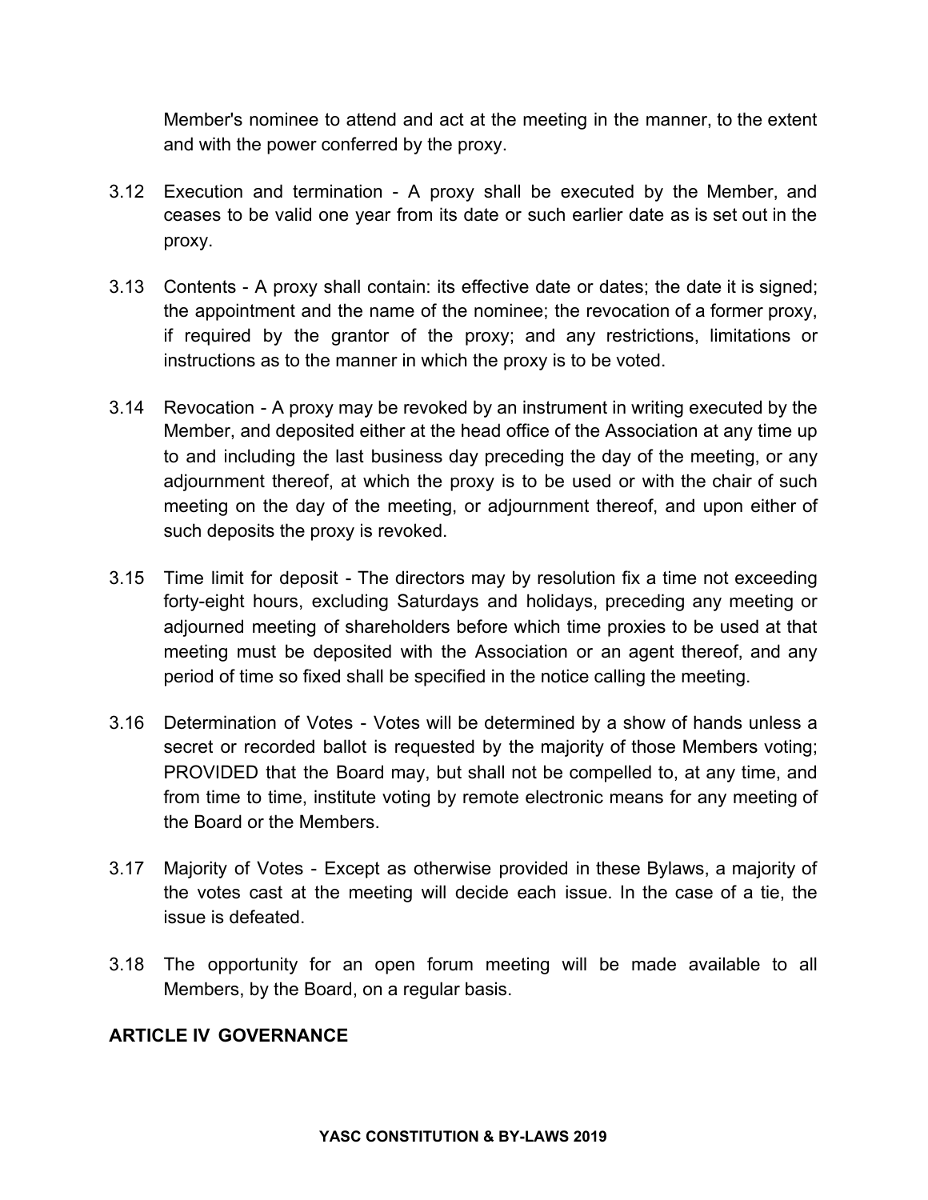Member's nominee to attend and act at the meeting in the manner, to the extent and with the power conferred by the proxy.

3.12 Execution and termination - A proxy shall be executed by the Member, and ceases to be valid one year from its date or such earlier date as is set out in the proxy.

3.13 Contents - A proxy shall contain: its effective date or dates; the date it is signed; the appointment and the name of the nominee; the revocation of a former proxy, if required by the grantor of the proxy; and any restrictions, limitations or instructions as to the manner in which the proxy is to be voted.

3.14 Revocation - A proxy may be revoked by an instrument in writing executed by the Member, and deposited either at the head office of the Association at any time up to and including the last business day preceding the day of the meeting, or any adjournment thereof, at which the proxy is to be used or with the chair of such meeting on the day of the meeting, or adjournment thereof, and upon either of such deposits the proxy is revoked.

3.15 Time limit for deposit - The directors may by resolution fix a time not exceeding forty-eight hours, excluding Saturdays and holidays, preceding any meeting or adjourned meeting of shareholders before which time proxies to be used at that meeting must be deposited with the Association or an agent thereof, and any period of time so fixed shall be specified in the notice calling the meeting.

3.16 Determination of Votes - Votes will be determined by a show of hands unless a secret or recorded ballot is requested by the majority of those Members voting; PROVIDED that the Board may, but shall not be compelled to, at any time, and from time to time, institute voting by remote electronic means for any meeting of the Board or the Members.

3.17 Majority of Votes - Except as otherwise provided in these Bylaws, a majority of the votes cast at the meeting will decide each issue. In the case of a tie, the issue is defeated.

3.18 The opportunity for an open forum meeting will be made available to all Members, by the Board, on a regular basis.

## ARTICLE IV GOVERNANCE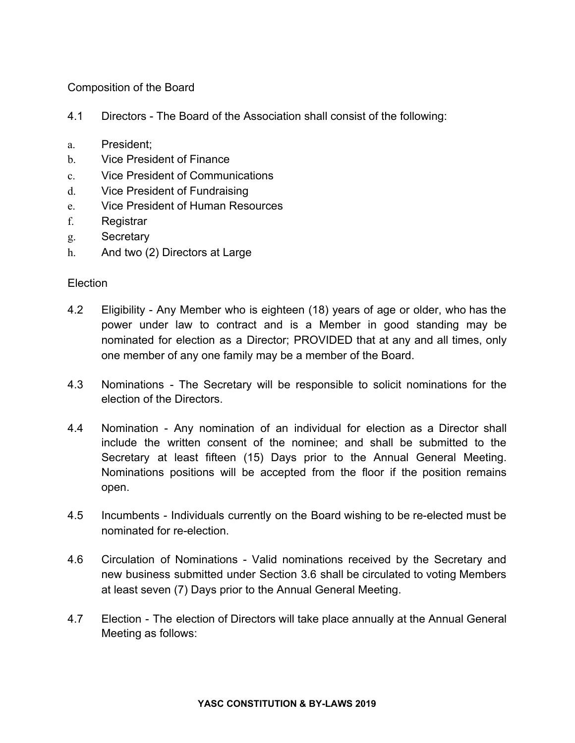Composition of the Board

4.1 Directors - The Board of the Association shall consist of the following:

a. President;
b. Vice President of Finance
c. Vice President of Communications
d. Vice President of Fundraising
e. Vice President of Human Resources
f. Registrar
g. Secretary
h. And two (2) Directors at Large

Election

4.2 Eligibility - Any Member who is eighteen (18) years of age or older, who has the power under law to contract and is a Member in good standing may be nominated for election as a Director; PROVIDED that at any and all times, only one member of any one family may be a member of the Board.

4.3 Nominations - The Secretary will be responsible to solicit nominations for the election of the Directors.

4.4 Nomination - Any nomination of an individual for election as a Director shall include the written consent of the nominee; and shall be submitted to the Secretary at least fifteen (15) Days prior to the Annual General Meeting. Nominations positions will be accepted from the floor if the position remains open.

4.5 Incumbents - Individuals currently on the Board wishing to be re-elected must be nominated for re-election.

4.6 Circulation of Nominations - Valid nominations received by the Secretary and new business submitted under Section 3.6 shall be circulated to voting Members at least seven (7) Days prior to the Annual General Meeting.

4.7 Election - The election of Directors will take place annually at the Annual General Meeting as follows: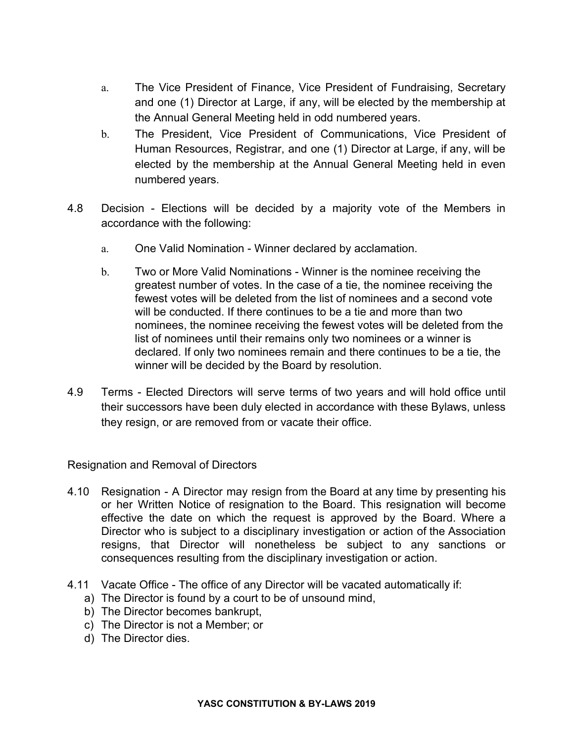a. The Vice President of Finance, Vice President of Fundraising, Secretary and one (1) Director at Large, if any, will be elected by the membership at the Annual General Meeting held in odd numbered years.

b. The President, Vice President of Communications, Vice President of Human Resources, Registrar, and one (1) Director at Large, if any, will be elected by the membership at the Annual General Meeting held in even numbered years.

4.8 Decision - Elections will be decided by a majority vote of the Members in accordance with the following:

a. One Valid Nomination - Winner declared by acclamation.

b. Two or More Valid Nominations - Winner is the nominee receiving the greatest number of votes. In the case of a tie, the nominee receiving the fewest votes will be deleted from the list of nominees and a second vote will be conducted. If there continues to be a tie and more than two nominees, the nominee receiving the fewest votes will be deleted from the list of nominees until their remains only two nominees or a winner is declared. If only two nominees remain and there continues to be a tie, the winner will be decided by the Board by resolution.

4.9 Terms - Elected Directors will serve terms of two years and will hold office until their successors have been duly elected in accordance with these Bylaws, unless they resign, or are removed from or vacate their office.

Resignation and Removal of Directors

4.10 Resignation - A Director may resign from the Board at any time by presenting his or her Written Notice of resignation to the Board. This resignation will become effective the date on which the request is approved by the Board. Where a Director who is subject to a disciplinary investigation or action of the Association resigns, that Director will nonetheless be subject to any sanctions or consequences resulting from the disciplinary investigation or action.

4.11 Vacate Office - The office of any Director will be vacated automatically if:

a) The Director is found by a court to be of unsound mind,
b) The Director becomes bankrupt,
c) The Director is not a Member; or
d) The Director dies.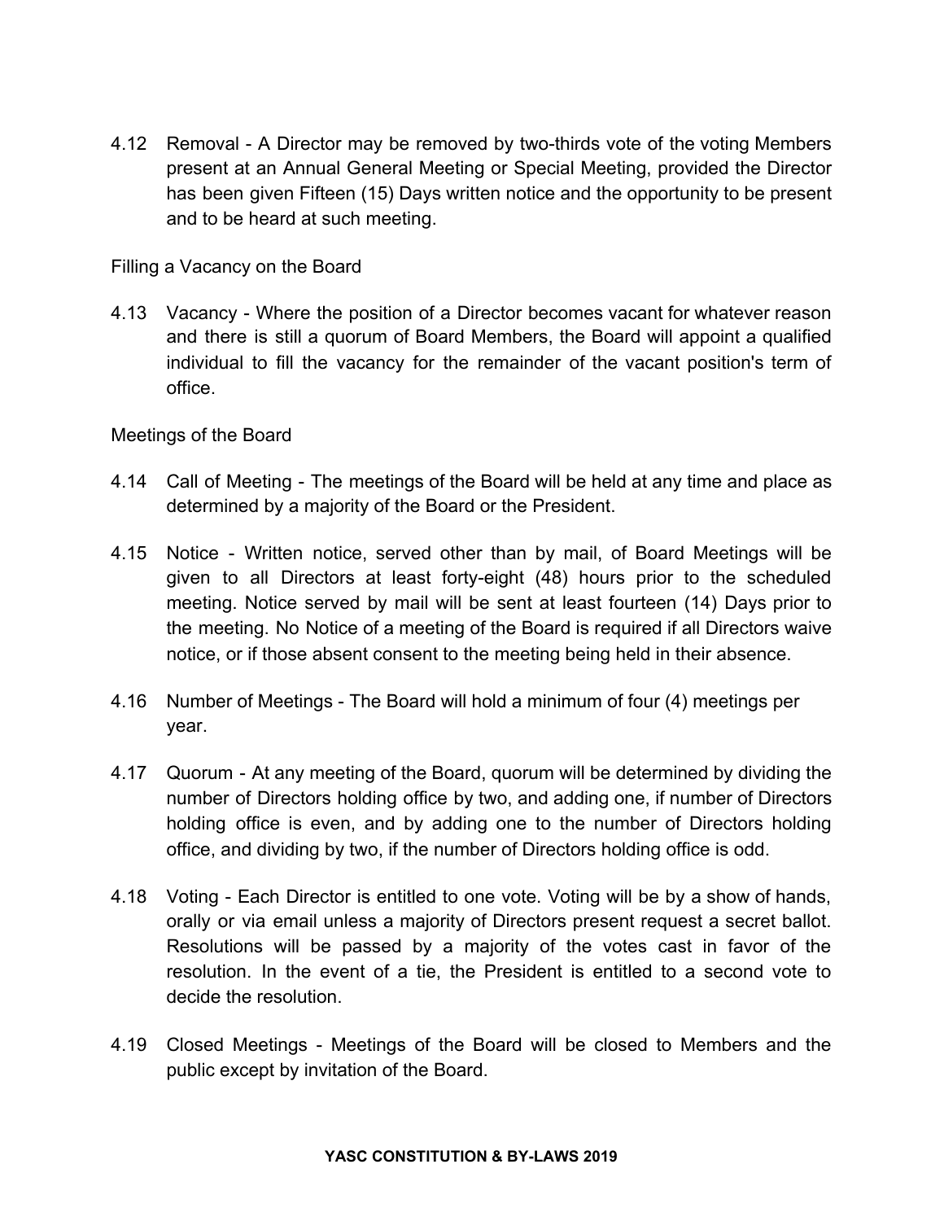4.12 Removal - A Director may be removed by two-thirds vote of the voting Members present at an Annual General Meeting or Special Meeting, provided the Director has been given Fifteen (15) Days written notice and the opportunity to be present and to be heard at such meeting.

Filling a Vacancy on the Board

4.13 Vacancy - Where the position of a Director becomes vacant for whatever reason and there is still a quorum of Board Members, the Board will appoint a qualified individual to fill the vacancy for the remainder of the vacant position's term of office.

Meetings of the Board

4.14 Call of Meeting - The meetings of the Board will be held at any time and place as determined by a majority of the Board or the President.

4.15 Notice - Written notice, served other than by mail, of Board Meetings will be given to all Directors at least forty-eight (48) hours prior to the scheduled meeting. Notice served by mail will be sent at least fourteen (14) Days prior to the meeting. No Notice of a meeting of the Board is required if all Directors waive notice, or if those absent consent to the meeting being held in their absence.

4.16 Number of Meetings - The Board will hold a minimum of four (4) meetings per year.

4.17 Quorum - At any meeting of the Board, quorum will be determined by dividing the number of Directors holding office by two, and adding one, if number of Directors holding office is even, and by adding one to the number of Directors holding office, and dividing by two, if the number of Directors holding office is odd.

4.18 Voting - Each Director is entitled to one vote. Voting will be by a show of hands, orally or via email unless a majority of Directors present request a secret ballot. Resolutions will be passed by a majority of the votes cast in favor of the resolution. In the event of a tie, the President is entitled to a second vote to decide the resolution.

4.19 Closed Meetings - Meetings of the Board will be closed to Members and the public except by invitation of the Board.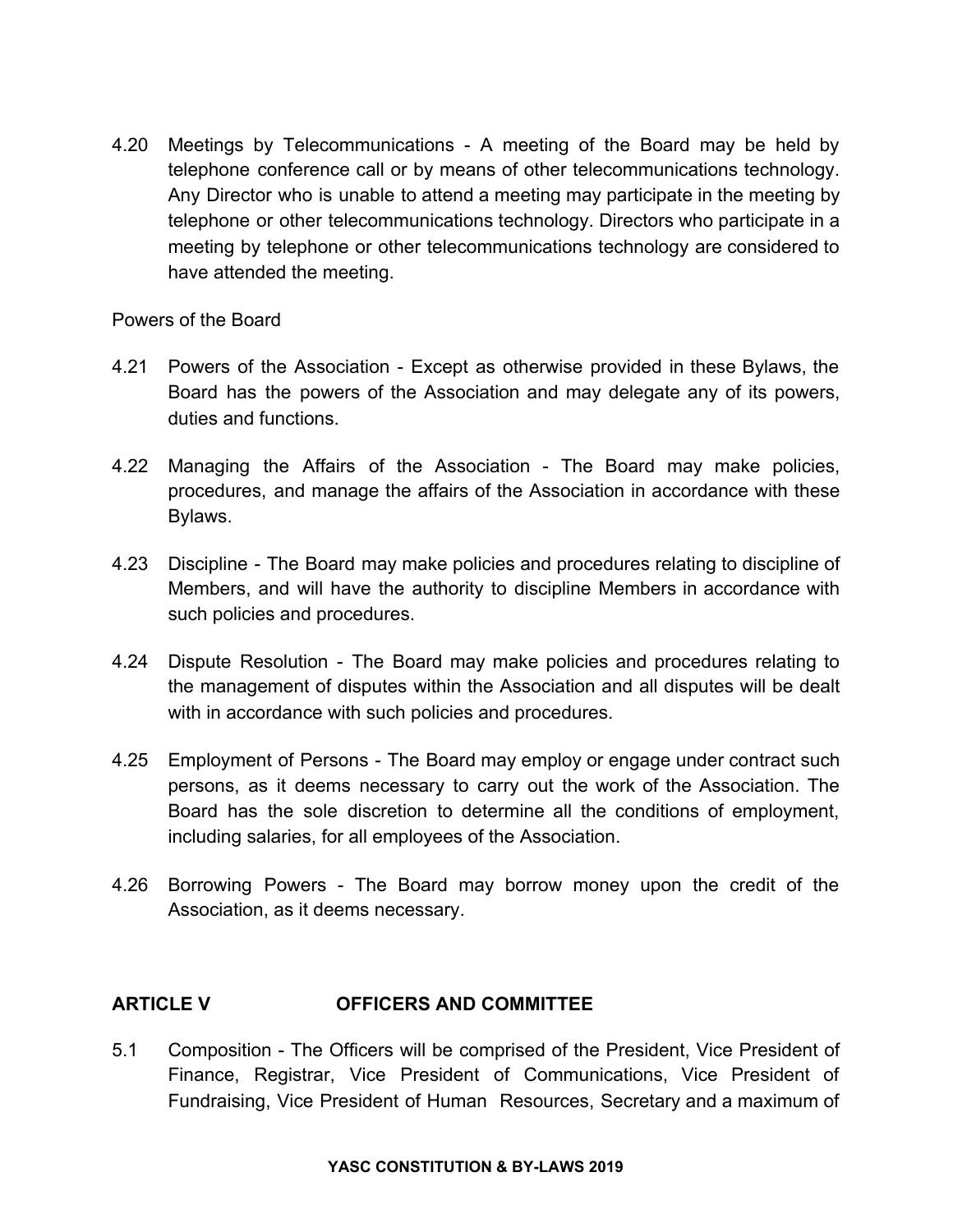4.20 Meetings by Telecommunications - A meeting of the Board may be held by telephone conference call or by means of other telecommunications technology. Any Director who is unable to attend a meeting may participate in the meeting by telephone or other telecommunications technology. Directors who participate in a meeting by telephone or other telecommunications technology are considered to have attended the meeting.

Powers of the Board

4.21 Powers of the Association - Except as otherwise provided in these Bylaws, the Board has the powers of the Association and may delegate any of its powers, duties and functions.

4.22 Managing the Affairs of the Association - The Board may make policies, procedures, and manage the affairs of the Association in accordance with these Bylaws.

4.23 Discipline - The Board may make policies and procedures relating to discipline of Members, and will have the authority to discipline Members in accordance with such policies and procedures.

4.24 Dispute Resolution - The Board may make policies and procedures relating to the management of disputes within the Association and all disputes will be dealt with in accordance with such policies and procedures.

4.25 Employment of Persons - The Board may employ or engage under contract such persons, as it deems necessary to carry out the work of the Association. The Board has the sole discretion to determine all the conditions of employment, including salaries, for all employees of the Association.

4.26 Borrowing Powers - The Board may borrow money upon the credit of the Association, as it deems necessary.

## ARTICLE V OFFICERS AND COMMITTEE

5.1 Composition - The Officers will be comprised of the President, Vice President of Finance, Registrar, Vice President of Communications, Vice President of Fundraising, Vice President of Human Resources, Secretary and a maximum of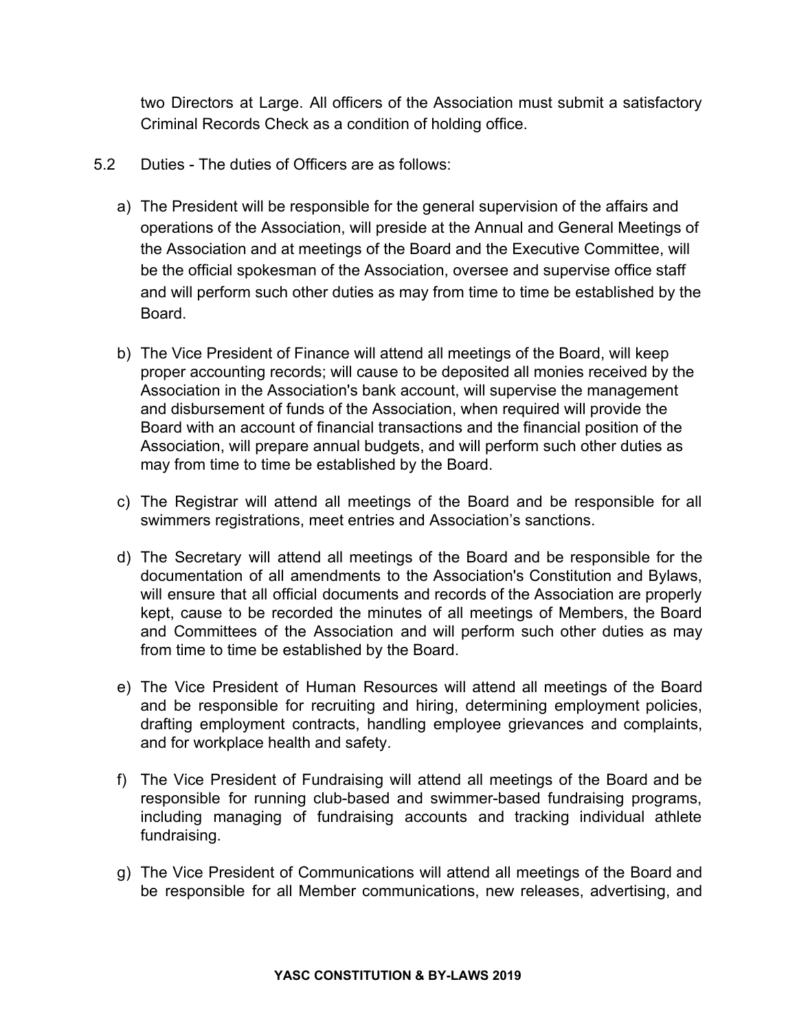two Directors at Large. All officers of the Association must submit a satisfactory Criminal Records Check as a condition of holding office.

5.2 Duties - The duties of Officers are as follows:

a) The President will be responsible for the general supervision of the affairs and operations of the Association, will preside at the Annual and General Meetings of the Association and at meetings of the Board and the Executive Committee, will be the official spokesman of the Association, oversee and supervise office staff and will perform such other duties as may from time to time be established by the Board.

b) The Vice President of Finance will attend all meetings of the Board, will keep proper accounting records; will cause to be deposited all monies received by the Association in the Association's bank account, will supervise the management and disbursement of funds of the Association, when required will provide the Board with an account of financial transactions and the financial position of the Association, will prepare annual budgets, and will perform such other duties as may from time to time be established by the Board.

c) The Registrar will attend all meetings of the Board and be responsible for all swimmers registrations, meet entries and Association's sanctions.

d) The Secretary will attend all meetings of the Board and be responsible for the documentation of all amendments to the Association's Constitution and Bylaws, will ensure that all official documents and records of the Association are properly kept, cause to be recorded the minutes of all meetings of Members, the Board and Committees of the Association and will perform such other duties as may from time to time be established by the Board.

e) The Vice President of Human Resources will attend all meetings of the Board and be responsible for recruiting and hiring, determining employment policies, drafting employment contracts, handling employee grievances and complaints, and for workplace health and safety.

f) The Vice President of Fundraising will attend all meetings of the Board and be responsible for running club-based and swimmer-based fundraising programs, including managing of fundraising accounts and tracking individual athlete fundraising.

g) The Vice President of Communications will attend all meetings of the Board and be responsible for all Member communications, new releases, advertising, and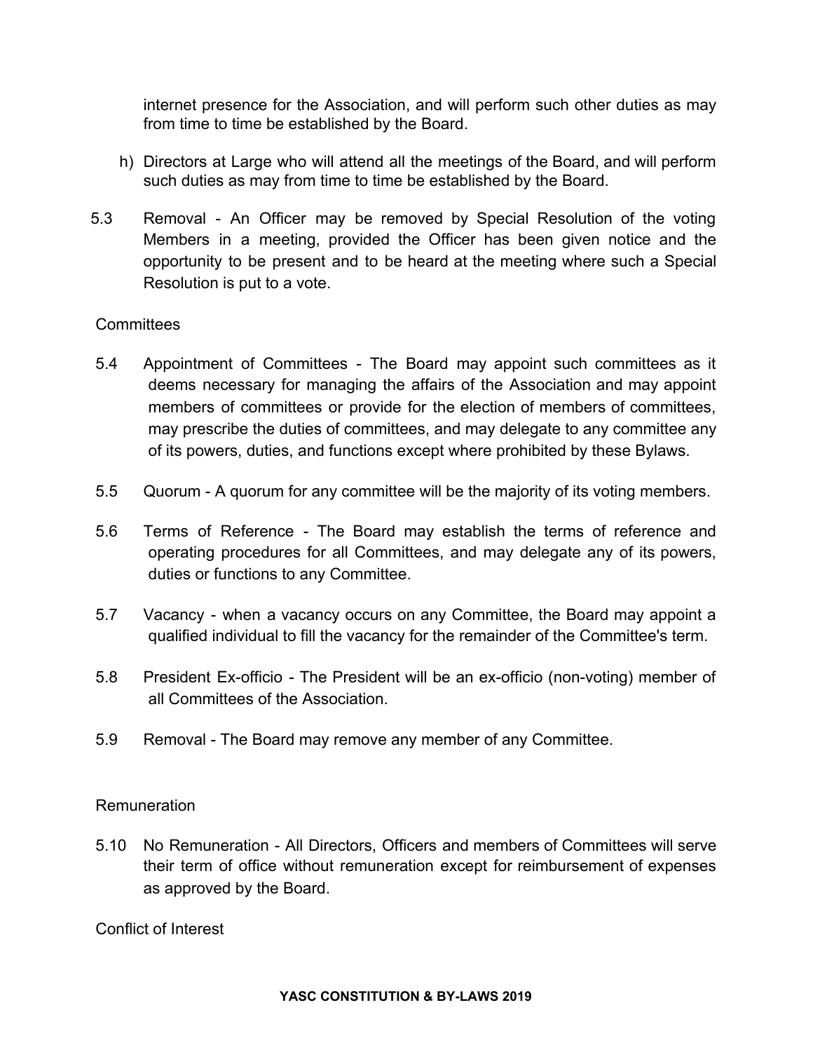internet presence for the Association, and will perform such other duties as may from time to time be established by the Board.

h) Directors at Large who will attend all the meetings of the Board, and will perform such duties as may from time to time be established by the Board.

5.3 Removal - An Officer may be removed by Special Resolution of the voting Members in a meeting, provided the Officer has been given notice and the opportunity to be present and to be heard at the meeting where such a Special Resolution is put to a vote.

Committees

5.4 Appointment of Committees - The Board may appoint such committees as it deems necessary for managing the affairs of the Association and may appoint members of committees or provide for the election of members of committees, may prescribe the duties of committees, and may delegate to any committee any of its powers, duties, and functions except where prohibited by these Bylaws.

5.5 Quorum - A quorum for any committee will be the majority of its voting members.

5.6 Terms of Reference - The Board may establish the terms of reference and operating procedures for all Committees, and may delegate any of its powers, duties or functions to any Committee.

5.7 Vacancy - when a vacancy occurs on any Committee, the Board may appoint a qualified individual to fill the vacancy for the remainder of the Committee's term.

5.8 President Ex-officio - The President will be an ex-officio (non-voting) member of all Committees of the Association.

5.9 Removal - The Board may remove any member of any Committee.

Remuneration

5.10 No Remuneration - All Directors, Officers and members of Committees will serve their term of office without remuneration except for reimbursement of expenses as approved by the Board.

Conflict of Interest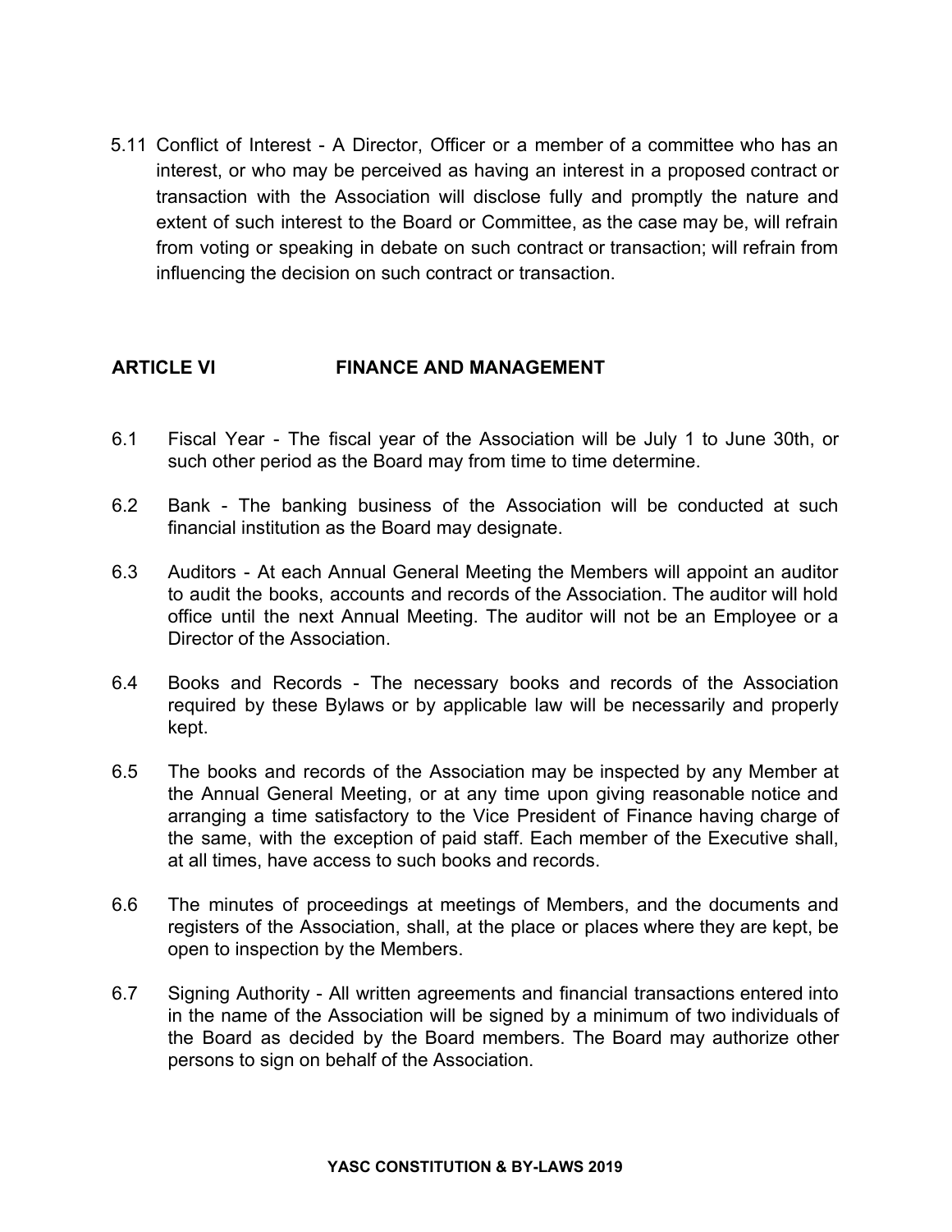5.11 Conflict of Interest - A Director, Officer or a member of a committee who has an interest, or who may be perceived as having an interest in a proposed contract or transaction with the Association will disclose fully and promptly the nature and extent of such interest to the Board or Committee, as the case may be, will refrain from voting or speaking in debate on such contract or transaction; will refrain from influencing the decision on such contract or transaction.

## ARTICLE VI FINANCE AND MANAGEMENT

6.1 Fiscal Year - The fiscal year of the Association will be July 1 to June 30th, or such other period as the Board may from time to time determine.

6.2 Bank - The banking business of the Association will be conducted at such financial institution as the Board may designate.

6.3 Auditors - At each Annual General Meeting the Members will appoint an auditor to audit the books, accounts and records of the Association. The auditor will hold office until the next Annual Meeting. The auditor will not be an Employee or a Director of the Association.

6.4 Books and Records - The necessary books and records of the Association required by these Bylaws or by applicable law will be necessarily and properly kept.

6.5 The books and records of the Association may be inspected by any Member at the Annual General Meeting, or at any time upon giving reasonable notice and arranging a time satisfactory to the Vice President of Finance having charge of the same, with the exception of paid staff. Each member of the Executive shall, at all times, have access to such books and records.

6.6 The minutes of proceedings at meetings of Members, and the documents and registers of the Association, shall, at the place or places where they are kept, be open to inspection by the Members.

6.7 Signing Authority - All written agreements and financial transactions entered into in the name of the Association will be signed by a minimum of two individuals of the Board as decided by the Board members. The Board may authorize other persons to sign on behalf of the Association.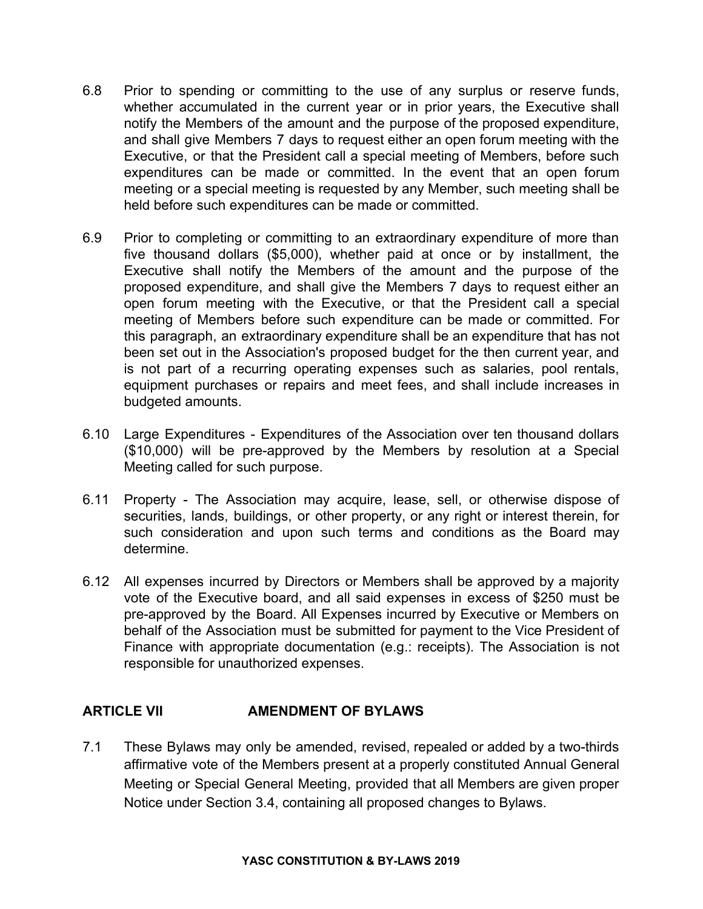6.8 Prior to spending or committing to the use of any surplus or reserve funds, whether accumulated in the current year or in prior years, the Executive shall notify the Members of the amount and the purpose of the proposed expenditure, and shall give Members 7 days to request either an open forum meeting with the Executive, or that the President call a special meeting of Members, before such expenditures can be made or committed. In the event that an open forum meeting or a special meeting is requested by any Member, such meeting shall be held before such expenditures can be made or committed.

6.9 Prior to completing or committing to an extraordinary expenditure of more than five thousand dollars ($5,000), whether paid at once or by installment, the Executive shall notify the Members of the amount and the purpose of the proposed expenditure, and shall give the Members 7 days to request either an open forum meeting with the Executive, or that the President call a special meeting of Members before such expenditure can be made or committed. For this paragraph, an extraordinary expenditure shall be an expenditure that has not been set out in the Association's proposed budget for the then current year, and is not part of a recurring operating expenses such as salaries, pool rentals, equipment purchases or repairs and meet fees, and shall include increases in budgeted amounts.

6.10 Large Expenditures - Expenditures of the Association over ten thousand dollars ($10,000) will be pre-approved by the Members by resolution at a Special Meeting called for such purpose.

6.11 Property - The Association may acquire, lease, sell, or otherwise dispose of securities, lands, buildings, or other property, or any right or interest therein, for such consideration and upon such terms and conditions as the Board may determine.

6.12 All expenses incurred by Directors or Members shall be approved by a majority vote of the Executive board, and all said expenses in excess of $250 must be pre-approved by the Board. All Expenses incurred by Executive or Members on behalf of the Association must be submitted for payment to the Vice President of Finance with appropriate documentation (e.g.: receipts). The Association is not responsible for unauthorized expenses.

## ARTICLE VII AMENDMENT OF BYLAWS

7.1 These Bylaws may only be amended, revised, repealed or added by a two-thirds affirmative vote of the Members present at a properly constituted Annual General Meeting or Special General Meeting, provided that all Members are given proper Notice under Section 3.4, containing all proposed changes to Bylaws.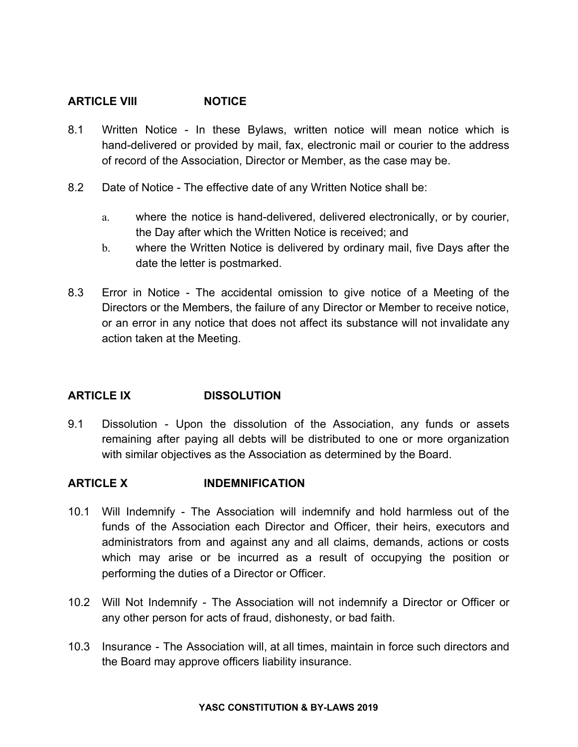## ARTICLE VIII NOTICE

8.1 Written Notice - In these Bylaws, written notice will mean notice which is hand-delivered or provided by mail, fax, electronic mail or courier to the address of record of the Association, Director or Member, as the case may be.

8.2 Date of Notice - The effective date of any Written Notice shall be:

a. where the notice is hand-delivered, delivered electronically, or by courier, the Day after which the Written Notice is received; and
b. where the Written Notice is delivered by ordinary mail, five Days after the date the letter is postmarked.

8.3 Error in Notice - The accidental omission to give notice of a Meeting of the Directors or the Members, the failure of any Director or Member to receive notice, or an error in any notice that does not affect its substance will not invalidate any action taken at the Meeting.

## ARTICLE IX DISSOLUTION

9.1 Dissolution - Upon the dissolution of the Association, any funds or assets remaining after paying all debts will be distributed to one or more organization with similar objectives as the Association as determined by the Board.

## ARTICLE X INDEMNIFICATION

10.1 Will Indemnify - The Association will indemnify and hold harmless out of the funds of the Association each Director and Officer, their heirs, executors and administrators from and against any and all claims, demands, actions or costs which may arise or be incurred as a result of occupying the position or performing the duties of a Director or Officer.

10.2 Will Not Indemnify - The Association will not indemnify a Director or Officer or any other person for acts of fraud, dishonesty, or bad faith.

10.3 Insurance - The Association will, at all times, maintain in force such directors and the Board may approve officers liability insurance.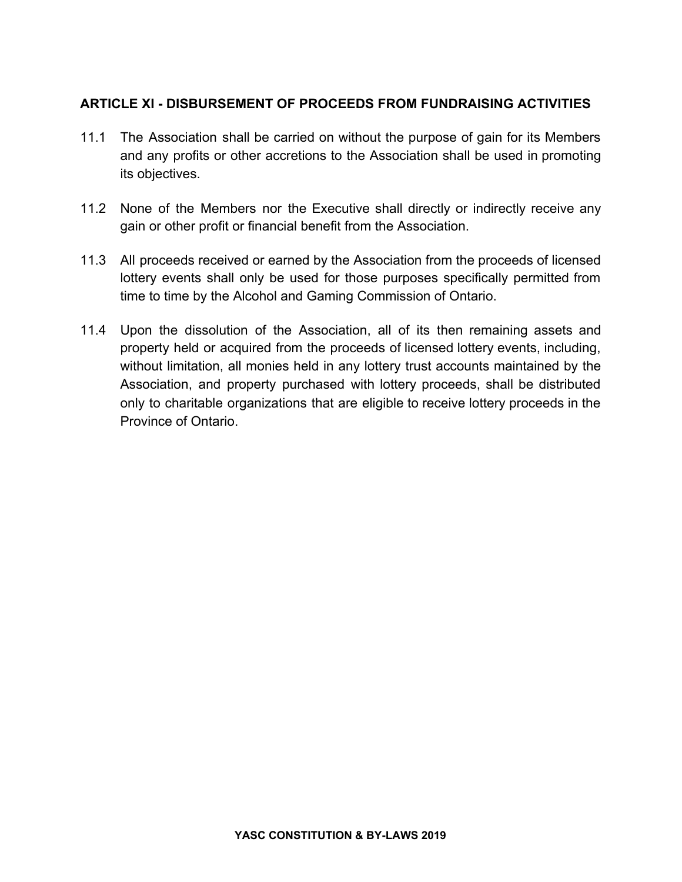## ARTICLE XI - DISBURSEMENT OF PROCEEDS FROM FUNDRAISING ACTIVITIES

11.1 The Association shall be carried on without the purpose of gain for its Members and any profits or other accretions to the Association shall be used in promoting its objectives.

11.2 None of the Members nor the Executive shall directly or indirectly receive any gain or other profit or financial benefit from the Association.

11.3 All proceeds received or earned by the Association from the proceeds of licensed lottery events shall only be used for those purposes specifically permitted from time to time by the Alcohol and Gaming Commission of Ontario.

11.4 Upon the dissolution of the Association, all of its then remaining assets and property held or acquired from the proceeds of licensed lottery events, including, without limitation, all monies held in any lottery trust accounts maintained by the Association, and property purchased with lottery proceeds, shall be distributed only to charitable organizations that are eligible to receive lottery proceeds in the Province of Ontario.